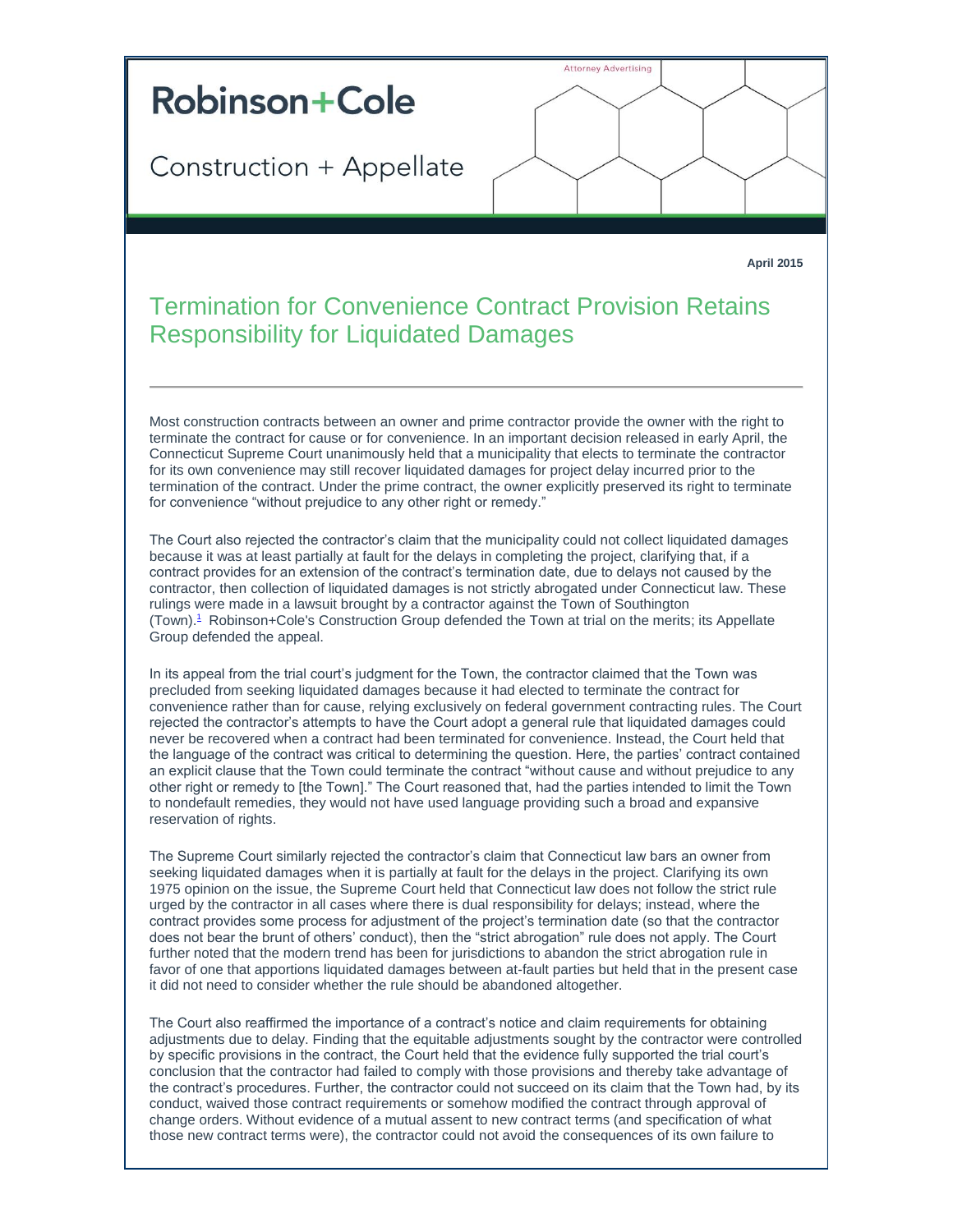Attorney Advertising

# Robinson+Cole

Construction + Appellate

**April 2015**

## Termination for Convenience Contract Provision Retains Responsibility for Liquidated Damages

Most construction contracts between an owner and prime contractor provide the owner with the right to terminate the contract for cause or for convenience. In an important decision released in early April, the Connecticut Supreme Court unanimously held that a municipality that elects to terminate the contractor for its own convenience may still recover liquidated damages for project delay incurred prior to the termination of the contract. Under the prime contract, the owner explicitly preserved its right to terminate for convenience "without prejudice to any other right or remedy."

The Court also rejected the contractor's claim that the municipality could not collect liquidated damages because it was at least partially at fault for the delays in completing the project, clarifying that, if a contract provides for an extension of the contract's termination date, due to delays not caused by the contractor, then collection of liquidated damages is not strictly abrogated under Connecticut law. These rulings were made in a lawsuit brought by a contractor against the Town of Southington (Town).[1] Robinson+Cole's Construction Group defended the Town at trial on the merits; its Appellate Group defended the appeal.

In its appeal from the trial court's judgment for the Town, the contractor claimed that the Town was precluded from seeking liquidated damages because it had elected to terminate the contract for convenience rather than for cause, relying exclusively on federal government contracting rules. The Court rejected the contractor's attempts to have the Court adopt a general rule that liquidated damages could never be recovered when a contract had been terminated for convenience. Instead, the Court held that the language of the contract was critical to determining the question. Here, the parties' contract contained an explicit clause that the Town could terminate the contract "without cause and without prejudice to any other right or remedy to [the Town]." The Court reasoned that, had the parties intended to limit the Town to nondefault remedies, they would not have used language providing such a broad and expansive reservation of rights.

The Supreme Court similarly rejected the contractor's claim that Connecticut law bars an owner from seeking liquidated damages when it is partially at fault for the delays in the project. Clarifying its own 1975 opinion on the issue, the Supreme Court held that Connecticut law does not follow the strict rule urged by the contractor in all cases where there is dual responsibility for delays; instead, where the contract provides some process for adjustment of the project's termination date (so that the contractor does not bear the brunt of others' conduct), then the "strict abrogation" rule does not apply. The Court further noted that the modern trend has been for jurisdictions to abandon the strict abrogation rule in favor of one that apportions liquidated damages between at-fault parties but held that in the present case it did not need to consider whether the rule should be abandoned altogether.

The Court also reaffirmed the importance of a contract's notice and claim requirements for obtaining adjustments due to delay. Finding that the equitable adjustments sought by the contractor were controlled by specific provisions in the contract, the Court held that the evidence fully supported the trial court's conclusion that the contractor had failed to comply with those provisions and thereby take advantage of the contract's procedures. Further, the contractor could not succeed on its claim that the Town had, by its conduct, waived those contract requirements or somehow modified the contract through approval of change orders. Without evidence of a mutual assent to new contract terms (and specification of what those new contract terms were), the contractor could not avoid the consequences of its own failure to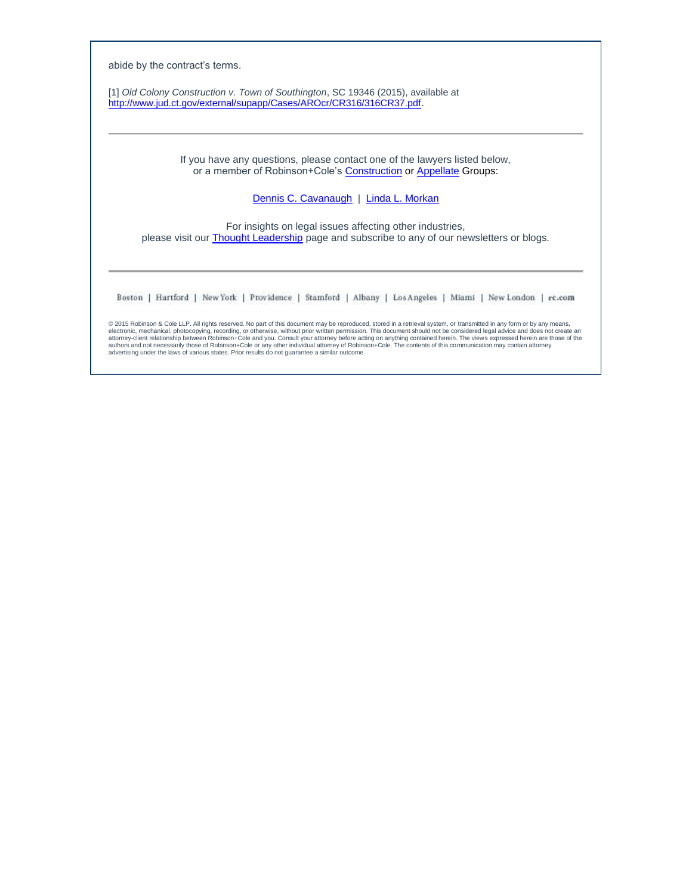abide by the contract's terms.

[1] *Old Colony Construction v. Town of Southington*, SC 19346 (2015), available at http://www.jud.ct.gov/external/supapp/Cases/AROcr/CR316/316CR37.pdf.

---

If you have any questions, please contact one of the lawyers listed below, or a member of Robinson+Cole's Construction or Appellate Groups:

Dennis C. Cavanaugh | Linda L. Morkan

For insights on legal issues affecting other industries, please visit our Thought Leadership page and subscribe to any of our newsletters or blogs.

---

Boston | Hartford | New York | Providence | Stamford | Albany | Los Angeles | Miami | New London | rc.com

© 2015 Robinson & Cole LLP. All rights reserved. No part of this document may be reproduced, stored in a retrieval system, or transmitted in any form or by any means, electronic, mechanical, photocopying, recording, or otherwise, without prior written permission. This document should not be considered legal advice and does not create an attorney-client relationship between Robinson+Cole and you. Consult your attorney before acting on anything contained herein. The views expressed herein are those of the authors and not necessarily those of Robinson+Cole or any other individual attorney of Robinson+Cole. The contents of this communication may contain attorney advertising under the laws of various states. Prior results do not guarantee a similar outcome.